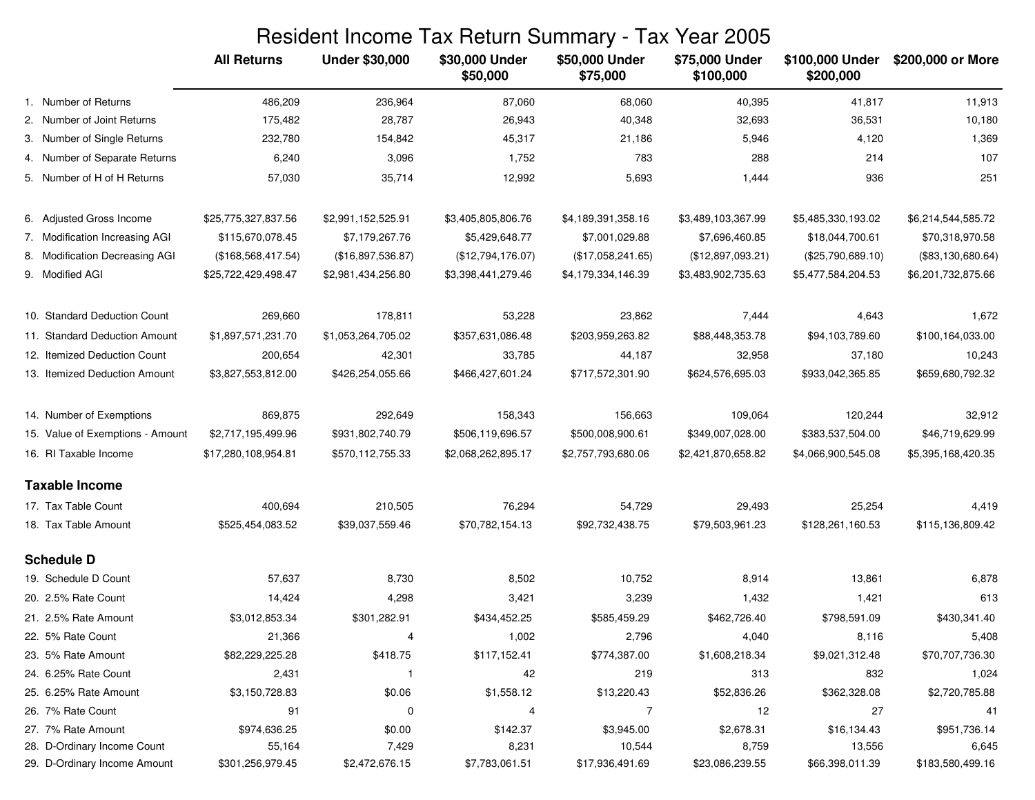# Resident Income Tax Return Summary - Tax Year 2005

| | All Returns | Under $30,000 | $30,000 Under $50,000 | $50,000 Under $75,000 | $75,000 Under $100,000 | $100,000 Under $200,000 | $200,000 or More |
|---|---|---|---|---|---|---|---|
| 1. Number of Returns | 486,209 | 236,964 | 87,060 | 68,060 | 40,395 | 41,817 | 11,913 |
| 2. Number of Joint Returns | 175,482 | 28,787 | 26,943 | 40,348 | 32,693 | 36,531 | 10,180 |
| 3. Number of Single Returns | 232,780 | 154,842 | 45,317 | 21,186 | 5,946 | 4,120 | 1,369 |
| 4. Number of Separate Returns | 6,240 | 3,096 | 1,752 | 783 | 288 | 214 | 107 |
| 5. Number of H of H Returns | 57,030 | 35,714 | 12,992 | 5,693 | 1,444 | 936 | 251 |
| 6. Adjusted Gross Income | $25,775,327,837.56 | $2,991,152,525.91 | $3,405,805,806.76 | $4,189,391,358.16 | $3,489,103,367.99 | $5,485,330,193.02 | $6,214,544,585.72 |
| 7. Modification Increasing AGI | $115,670,078.45 | $7,179,267.76 | $5,429,648.77 | $7,001,029.88 | $7,696,460.85 | $18,044,700.61 | $70,318,970.58 |
| 8. Modification Decreasing AGI | ($168,568,417.54) | ($16,897,536.87) | ($12,794,176.07) | ($17,058,241.65) | ($12,897,093.21) | ($25,790,689.10) | ($83,130,680.64) |
| 9. Modified AGI | $25,722,429,498.47 | $2,981,434,256.80 | $3,398,441,279.46 | $4,179,334,146.39 | $3,483,902,735.63 | $5,477,584,204.53 | $6,201,732,875.66 |
| 10. Standard Deduction Count | 269,660 | 178,811 | 53,228 | 23,862 | 7,444 | 4,643 | 1,672 |
| 11. Standard Deduction Amount | $1,897,571,231.70 | $1,053,264,705.02 | $357,631,086.48 | $203,959,263.82 | $88,448,353.78 | $94,103,789.60 | $100,164,033.00 |
| 12. Itemized Deduction Count | 200,654 | 42,301 | 33,785 | 44,187 | 32,958 | 37,180 | 10,243 |
| 13. Itemized Deduction Amount | $3,827,553,812.00 | $426,254,055.66 | $466,427,601.24 | $717,572,301.90 | $624,576,695.03 | $933,042,365.85 | $659,680,792.32 |
| 14. Number of Exemptions | 869,875 | 292,649 | 158,343 | 156,663 | 109,064 | 120,244 | 32,912 |
| 15. Value of Exemptions - Amount | $2,717,195,499.96 | $931,802,740.79 | $506,119,696.57 | $500,008,900.61 | $349,007,028.00 | $383,537,504.00 | $46,719,629.99 |
| 16. RI Taxable Income | $17,280,108,954.81 | $570,112,755.33 | $2,068,262,895.17 | $2,757,793,680.06 | $2,421,870,658.82 | $4,066,900,545.08 | $5,395,168,420.35 |
| **Taxable Income** | | | | | | | |
| 17. Tax Table Count | 400,694 | 210,505 | 76,294 | 54,729 | 29,493 | 25,254 | 4,419 |
| 18. Tax Table Amount | $525,454,083.52 | $39,037,559.46 | $70,782,154.13 | $92,732,438.75 | $79,503,961.23 | $128,261,160.53 | $115,136,809.42 |
| **Schedule D** | | | | | | | |
| 19. Schedule D Count | 57,637 | 8,730 | 8,502 | 10,752 | 8,914 | 13,861 | 6,878 |
| 20. 2.5% Rate Count | 14,424 | 4,298 | 3,421 | 3,239 | 1,432 | 1,421 | 613 |
| 21. 2.5% Rate Amount | $3,012,853.34 | $301,282.91 | $434,452.25 | $585,459.29 | $462,726.40 | $798,591.09 | $430,341.40 |
| 22. 5% Rate Count | 21,366 | 4 | 1,002 | 2,796 | 4,040 | 8,116 | 5,408 |
| 23. 5% Rate Amount | $82,229,225.28 | $418.75 | $117,152.41 | $774,387.00 | $1,608,218.34 | $9,021,312.48 | $70,707,736.30 |
| 24. 6.25% Rate Count | 2,431 | 1 | 42 | 219 | 313 | 832 | 1,024 |
| 25. 6.25% Rate Amount | $3,150,728.83 | $0.06 | $1,558.12 | $13,220.43 | $52,836.26 | $362,328.08 | $2,720,785.88 |
| 26. 7% Rate Count | 91 | 0 | 4 | 7 | 12 | 27 | 41 |
| 27. 7% Rate Amount | $974,636.25 | $0.00 | $142.37 | $3,945.00 | $2,678.31 | $16,134.43 | $951,736.14 |
| 28. D-Ordinary Income Count | 55,164 | 7,429 | 8,231 | 10,544 | 8,759 | 13,556 | 6,645 |
| 29. D-Ordinary Income Amount | $301,256,979.45 | $2,472,676.15 | $7,783,061.51 | $17,936,491.69 | $23,086,239.55 | $66,398,011.39 | $183,580,499.16 |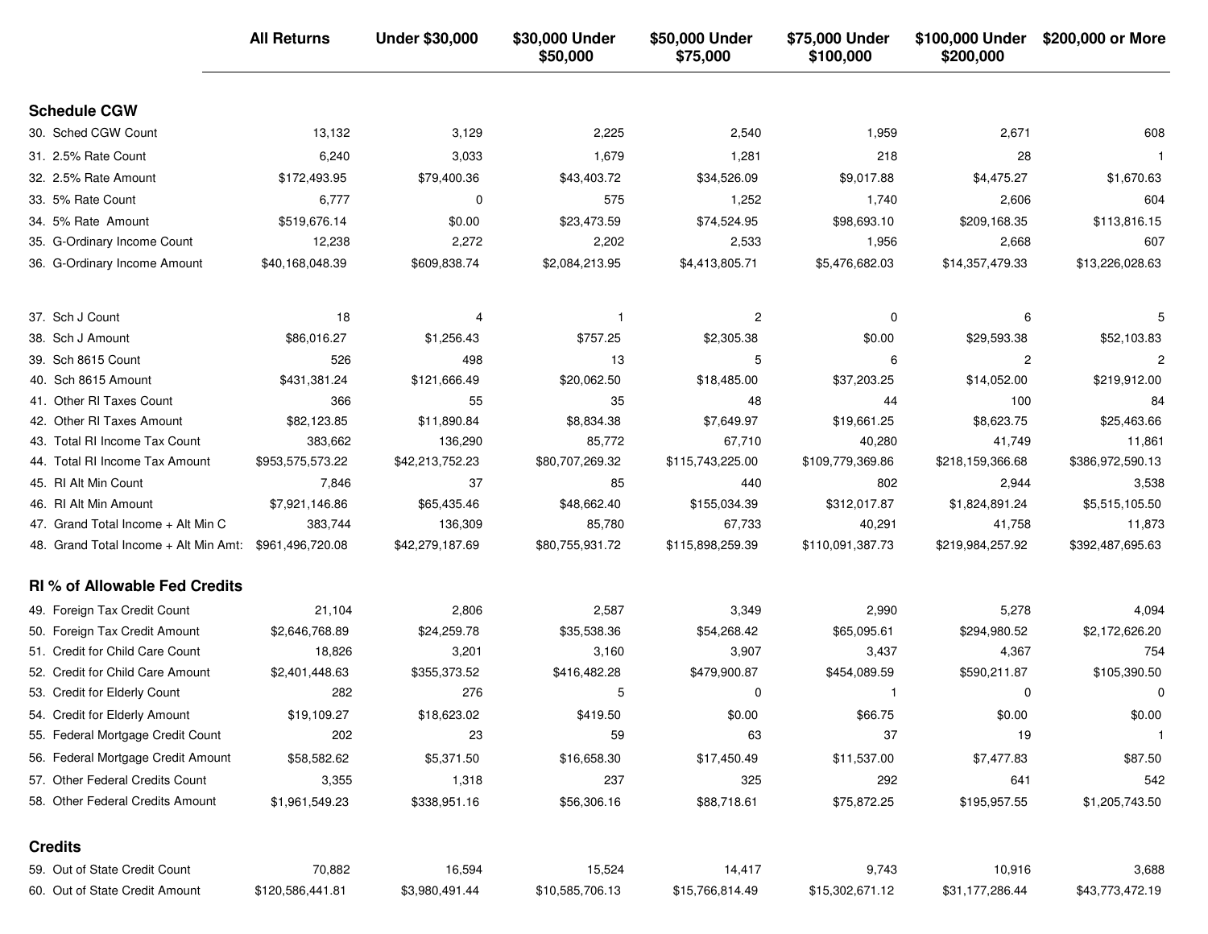| | All Returns | Under $30,000 | $30,000 Under $50,000 | $50,000 Under $75,000 | $75,000 Under $100,000 | $100,000 Under $200,000 | $200,000 or More |
|---|---|---|---|---|---|---|---|
| **Schedule CGW** | | | | | | | |
| 30. Sched CGW Count | 13,132 | 3,129 | 2,225 | 2,540 | 1,959 | 2,671 | 608 |
| 31. 2.5% Rate Count | 6,240 | 3,033 | 1,679 | 1,281 | 218 | 28 | 1 |
| 32. 2.5% Rate Amount | $172,493.95 | $79,400.36 | $43,403.72 | $34,526.09 | $9,017.88 | $4,475.27 | $1,670.63 |
| 33. 5% Rate Count | 6,777 | 0 | 575 | 1,252 | 1,740 | 2,606 | 604 |
| 34. 5% Rate Amount | $519,676.14 | $0.00 | $23,473.59 | $74,524.95 | $98,693.10 | $209,168.35 | $113,816.15 |
| 35. G-Ordinary Income Count | 12,238 | 2,272 | 2,202 | 2,533 | 1,956 | 2,668 | 607 |
| 36. G-Ordinary Income Amount | $40,168,048.39 | $609,838.74 | $2,084,213.95 | $4,413,805.71 | $5,476,682.03 | $14,357,479.33 | $13,226,028.63 |
| | | | | | | | |
| 37. Sch J Count | 18 | 4 | 1 | 2 | 0 | 6 | 5 |
| 38. Sch J Amount | $86,016.27 | $1,256.43 | $757.25 | $2,305.38 | $0.00 | $29,593.38 | $52,103.83 |
| 39. Sch 8615 Count | 526 | 498 | 13 | 5 | 6 | 2 | 2 |
| 40. Sch 8615 Amount | $431,381.24 | $121,666.49 | $20,062.50 | $18,485.00 | $37,203.25 | $14,052.00 | $219,912.00 |
| 41. Other RI Taxes Count | 366 | 55 | 35 | 48 | 44 | 100 | 84 |
| 42. Other RI Taxes Amount | $82,123.85 | $11,890.84 | $8,834.38 | $7,649.97 | $19,661.25 | $8,623.75 | $25,463.66 |
| 43. Total RI Income Tax Count | 383,662 | 136,290 | 85,772 | 67,710 | 40,280 | 41,749 | 11,861 |
| 44. Total RI Income Tax Amount | $953,575,573.22 | $42,213,752.23 | $80,707,269.32 | $115,743,225.00 | $109,779,369.86 | $218,159,366.68 | $386,972,590.13 |
| 45. RI Alt Min Count | 7,846 | 37 | 85 | 440 | 802 | 2,944 | 3,538 |
| 46. RI Alt Min Amount | $7,921,146.86 | $65,435.46 | $48,662.40 | $155,034.39 | $312,017.87 | $1,824,891.24 | $5,515,105.50 |
| 47. Grand Total Income + Alt Min C | 383,744 | 136,309 | 85,780 | 67,733 | 40,291 | 41,758 | 11,873 |
| 48. Grand Total Income + Alt Min Amt: | $961,496,720.08 | $42,279,187.69 | $80,755,931.72 | $115,898,259.39 | $110,091,387.73 | $219,984,257.92 | $392,487,695.63 |
| **RI % of Allowable Fed Credits** | | | | | | | |
| 49. Foreign Tax Credit Count | 21,104 | 2,806 | 2,587 | 3,349 | 2,990 | 5,278 | 4,094 |
| 50. Foreign Tax Credit Amount | $2,646,768.89 | $24,259.78 | $35,538.36 | $54,268.42 | $65,095.61 | $294,980.52 | $2,172,626.20 |
| 51. Credit for Child Care Count | 18,826 | 3,201 | 3,160 | 3,907 | 3,437 | 4,367 | 754 |
| 52. Credit for Child Care Amount | $2,401,448.63 | $355,373.52 | $416,482.28 | $479,900.87 | $454,089.59 | $590,211.87 | $105,390.50 |
| 53. Credit for Elderly Count | 282 | 276 | 5 | 0 | 1 | 0 | 0 |
| 54. Credit for Elderly Amount | $19,109.27 | $18,623.02 | $419.50 | $0.00 | $66.75 | $0.00 | $0.00 |
| 55. Federal Mortgage Credit Count | 202 | 23 | 59 | 63 | 37 | 19 | 1 |
| 56. Federal Mortgage Credit Amount | $58,582.62 | $5,371.50 | $16,658.30 | $17,450.49 | $11,537.00 | $7,477.83 | $87.50 |
| 57. Other Federal Credits Count | 3,355 | 1,318 | 237 | 325 | 292 | 641 | 542 |
| 58. Other Federal Credits Amount | $1,961,549.23 | $338,951.16 | $56,306.16 | $88,718.61 | $75,872.25 | $195,957.55 | $1,205,743.50 |
| **Credits** | | | | | | | |
| 59. Out of State Credit Count | 70,882 | 16,594 | 15,524 | 14,417 | 9,743 | 10,916 | 3,688 |
| 60. Out of State Credit Amount | $120,586,441.81 | $3,980,491.44 | $10,585,706.13 | $15,766,814.49 | $15,302,671.12 | $31,177,286.44 | $43,773,472.19 |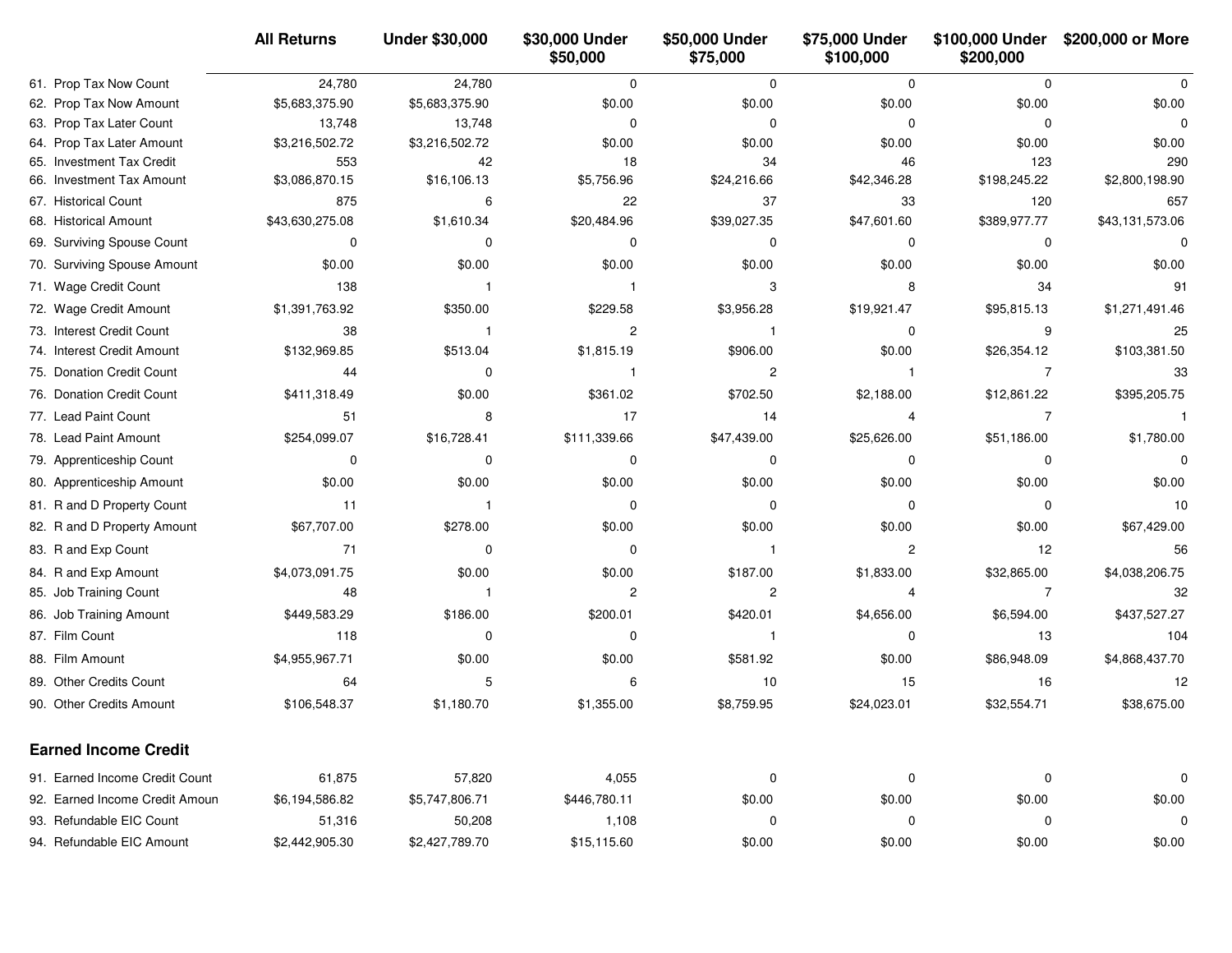| | All Returns | Under $30,000 | $30,000 Under $50,000 | $50,000 Under $75,000 | $75,000 Under $100,000 | $100,000 Under $200,000 | $200,000 or More |
|---|---|---|---|---|---|---|---|
| 61. Prop Tax Now Count | 24,780 | 24,780 | 0 | 0 | 0 | 0 | 0 |
| 62. Prop Tax Now Amount | $5,683,375.90 | $5,683,375.90 | $0.00 | $0.00 | $0.00 | $0.00 | $0.00 |
| 63. Prop Tax Later Count | 13,748 | 13,748 | 0 | 0 | 0 | 0 | 0 |
| 64. Prop Tax Later Amount | $3,216,502.72 | $3,216,502.72 | $0.00 | $0.00 | $0.00 | $0.00 | $0.00 |
| 65. Investment Tax Credit | 553 | 42 | 18 | 34 | 46 | 123 | 290 |
| 66. Investment Tax Amount | $3,086,870.15 | $16,106.13 | $5,756.96 | $24,216.66 | $42,346.28 | $198,245.22 | $2,800,198.90 |
| 67. Historical Count | 875 | 6 | 22 | 37 | 33 | 120 | 657 |
| 68. Historical Amount | $43,630,275.08 | $1,610.34 | $20,484.96 | $39,027.35 | $47,601.60 | $389,977.77 | $43,131,573.06 |
| 69. Surviving Spouse Count | 0 | 0 | 0 | 0 | 0 | 0 | 0 |
| 70. Surviving Spouse Amount | $0.00 | $0.00 | $0.00 | $0.00 | $0.00 | $0.00 | $0.00 |
| 71. Wage Credit Count | 138 | 1 | 1 | 3 | 8 | 34 | 91 |
| 72. Wage Credit Amount | $1,391,763.92 | $350.00 | $229.58 | $3,956.28 | $19,921.47 | $95,815.13 | $1,271,491.46 |
| 73. Interest Credit Count | 38 | 1 | 2 | 1 | 0 | 9 | 25 |
| 74. Interest Credit Amount | $132,969.85 | $513.04 | $1,815.19 | $906.00 | $0.00 | $26,354.12 | $103,381.50 |
| 75. Donation Credit Count | 44 | 0 | 1 | 2 | 1 | 7 | 33 |
| 76. Donation Credit Count | $411,318.49 | $0.00 | $361.02 | $702.50 | $2,188.00 | $12,861.22 | $395,205.75 |
| 77. Lead Paint Count | 51 | 8 | 17 | 14 | 4 | 7 | 1 |
| 78. Lead Paint Amount | $254,099.07 | $16,728.41 | $111,339.66 | $47,439.00 | $25,626.00 | $51,186.00 | $1,780.00 |
| 79. Apprenticeship Count | 0 | 0 | 0 | 0 | 0 | 0 | 0 |
| 80. Apprenticeship Amount | $0.00 | $0.00 | $0.00 | $0.00 | $0.00 | $0.00 | $0.00 |
| 81. R and D Property Count | 11 | 1 | 0 | 0 | 0 | 0 | 10 |
| 82. R and D Property Amount | $67,707.00 | $278.00 | $0.00 | $0.00 | $0.00 | $0.00 | $67,429.00 |
| 83. R and Exp Count | 71 | 0 | 0 | 1 | 2 | 12 | 56 |
| 84. R and Exp Amount | $4,073,091.75 | $0.00 | $0.00 | $187.00 | $1,833.00 | $32,865.00 | $4,038,206.75 |
| 85. Job Training Count | 48 | 1 | 2 | 2 | 4 | 7 | 32 |
| 86. Job Training Amount | $449,583.29 | $186.00 | $200.01 | $420.01 | $4,656.00 | $6,594.00 | $437,527.27 |
| 87. Film Count | 118 | 0 | 0 | 1 | 0 | 13 | 104 |
| 88. Film Amount | $4,955,967.71 | $0.00 | $0.00 | $581.92 | $0.00 | $86,948.09 | $4,868,437.70 |
| 89. Other Credits Count | 64 | 5 | 6 | 10 | 15 | 16 | 12 |
| 90. Other Credits Amount | $106,548.37 | $1,180.70 | $1,355.00 | $8,759.95 | $24,023.01 | $32,554.71 | $38,675.00 |
| **Earned Income Credit** | | | | | | | |
| 91. Earned Income Credit Count | 61,875 | 57,820 | 4,055 | 0 | 0 | 0 | 0 |
| 92. Earned Income Credit Amoun | $6,194,586.82 | $5,747,806.71 | $446,780.11 | $0.00 | $0.00 | $0.00 | $0.00 |
| 93. Refundable EIC Count | 51,316 | 50,208 | 1,108 | 0 | 0 | 0 | 0 |
| 94. Refundable EIC Amount | $2,442,905.30 | $2,427,789.70 | $15,115.60 | $0.00 | $0.00 | $0.00 | $0.00 |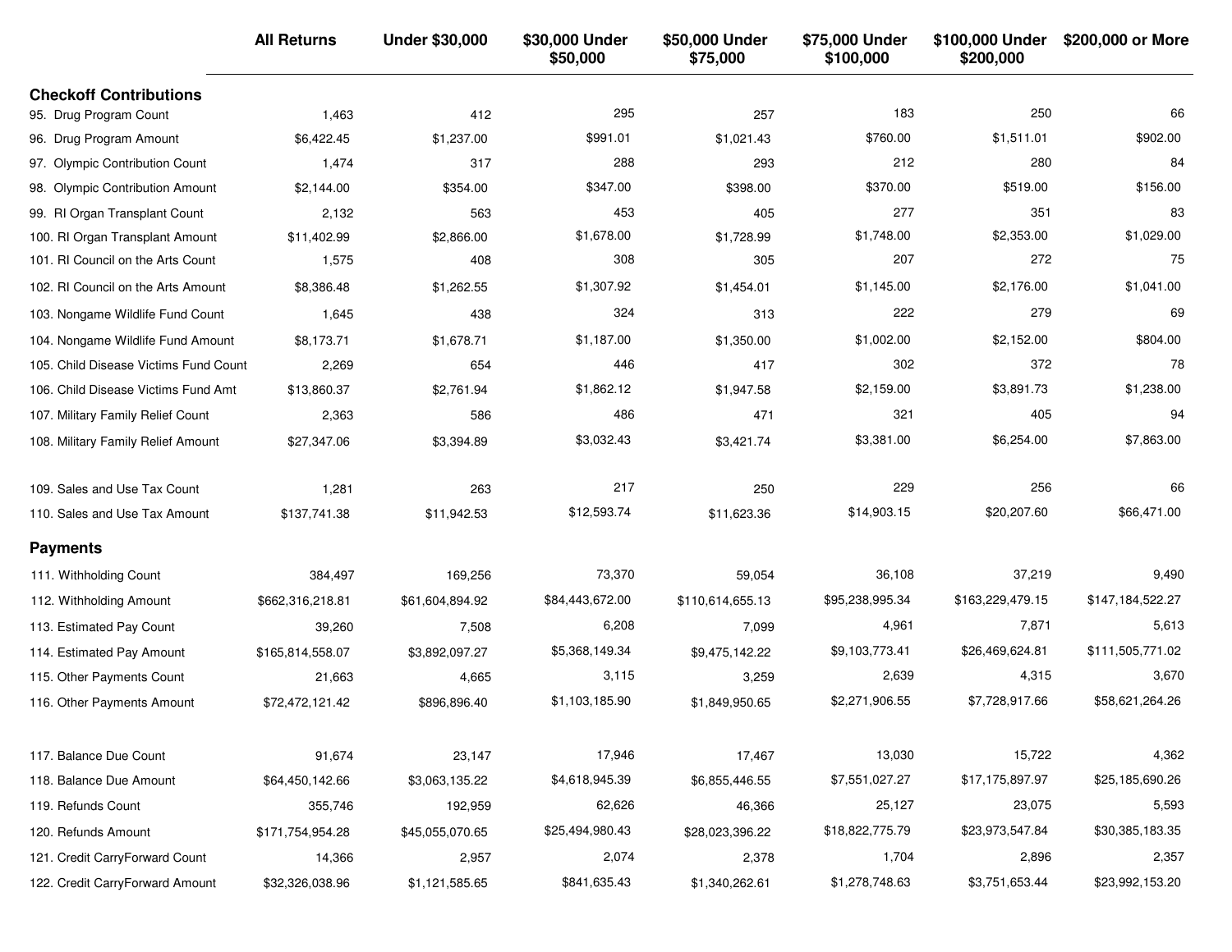| | All Returns | Under $30,000 | $30,000 Under $50,000 | $50,000 Under $75,000 | $75,000 Under $100,000 | $100,000 Under $200,000 | $200,000 or More |
|---|---|---|---|---|---|---|---|
| **Checkoff Contributions** | | | | | | | |
| 95. Drug Program Count | 1,463 | 412 | 295 | 257 | 183 | 250 | 66 |
| 96. Drug Program Amount | $6,422.45 | $1,237.00 | $991.01 | $1,021.43 | $760.00 | $1,511.01 | $902.00 |
| 97. Olympic Contribution Count | 1,474 | 317 | 288 | 293 | 212 | 280 | 84 |
| 98. Olympic Contribution Amount | $2,144.00 | $354.00 | $347.00 | $398.00 | $370.00 | $519.00 | $156.00 |
| 99. RI Organ Transplant Count | 2,132 | 563 | 453 | 405 | 277 | 351 | 83 |
| 100. RI Organ Transplant Amount | $11,402.99 | $2,866.00 | $1,678.00 | $1,728.99 | $1,748.00 | $2,353.00 | $1,029.00 |
| 101. RI Council on the Arts Count | 1,575 | 408 | 308 | 305 | 207 | 272 | 75 |
| 102. RI Council on the Arts Amount | $8,386.48 | $1,262.55 | $1,307.92 | $1,454.01 | $1,145.00 | $2,176.00 | $1,041.00 |
| 103. Nongame Wildlife Fund Count | 1,645 | 438 | 324 | 313 | 222 | 279 | 69 |
| 104. Nongame Wildlife Fund Amount | $8,173.71 | $1,678.71 | $1,187.00 | $1,350.00 | $1,002.00 | $2,152.00 | $804.00 |
| 105. Child Disease Victims Fund Count | 2,269 | 654 | 446 | 417 | 302 | 372 | 78 |
| 106. Child Disease Victims Fund Amt | $13,860.37 | $2,761.94 | $1,862.12 | $1,947.58 | $2,159.00 | $3,891.73 | $1,238.00 |
| 107. Military Family Relief Count | 2,363 | 586 | 486 | 471 | 321 | 405 | 94 |
| 108. Military Family Relief Amount | $27,347.06 | $3,394.89 | $3,032.43 | $3,421.74 | $3,381.00 | $6,254.00 | $7,863.00 |
| 109. Sales and Use Tax Count | 1,281 | 263 | 217 | 250 | 229 | 256 | 66 |
| 110. Sales and Use Tax Amount | $137,741.38 | $11,942.53 | $12,593.74 | $11,623.36 | $14,903.15 | $20,207.60 | $66,471.00 |
| **Payments** | | | | | | | |
| 111. Withholding Count | 384,497 | 169,256 | 73,370 | 59,054 | 36,108 | 37,219 | 9,490 |
| 112. Withholding Amount | $662,316,218.81 | $61,604,894.92 | $84,443,672.00 | $110,614,655.13 | $95,238,995.34 | $163,229,479.15 | $147,184,522.27 |
| 113. Estimated Pay Count | 39,260 | 7,508 | 6,208 | 7,099 | 4,961 | 7,871 | 5,613 |
| 114. Estimated Pay Amount | $165,814,558.07 | $3,892,097.27 | $5,368,149.34 | $9,475,142.22 | $9,103,773.41 | $26,469,624.81 | $111,505,771.02 |
| 115. Other Payments Count | 21,663 | 4,665 | 3,115 | 3,259 | 2,639 | 4,315 | 3,670 |
| 116. Other Payments Amount | $72,472,121.42 | $896,896.40 | $1,103,185.90 | $1,849,950.65 | $2,271,906.55 | $7,728,917.66 | $58,621,264.26 |
| 117. Balance Due Count | 91,674 | 23,147 | 17,946 | 17,467 | 13,030 | 15,722 | 4,362 |
| 118. Balance Due Amount | $64,450,142.66 | $3,063,135.22 | $4,618,945.39 | $6,855,446.55 | $7,551,027.27 | $17,175,897.97 | $25,185,690.26 |
| 119. Refunds Count | 355,746 | 192,959 | 62,626 | 46,366 | 25,127 | 23,075 | 5,593 |
| 120. Refunds Amount | $171,754,954.28 | $45,055,070.65 | $25,494,980.43 | $28,023,396.22 | $18,822,775.79 | $23,973,547.84 | $30,385,183.35 |
| 121. Credit CarryForward Count | 14,366 | 2,957 | 2,074 | 2,378 | 1,704 | 2,896 | 2,357 |
| 122. Credit CarryForward Amount | $32,326,038.96 | $1,121,585.65 | $841,635.43 | $1,340,262.61 | $1,278,748.63 | $3,751,653.44 | $23,992,153.20 |